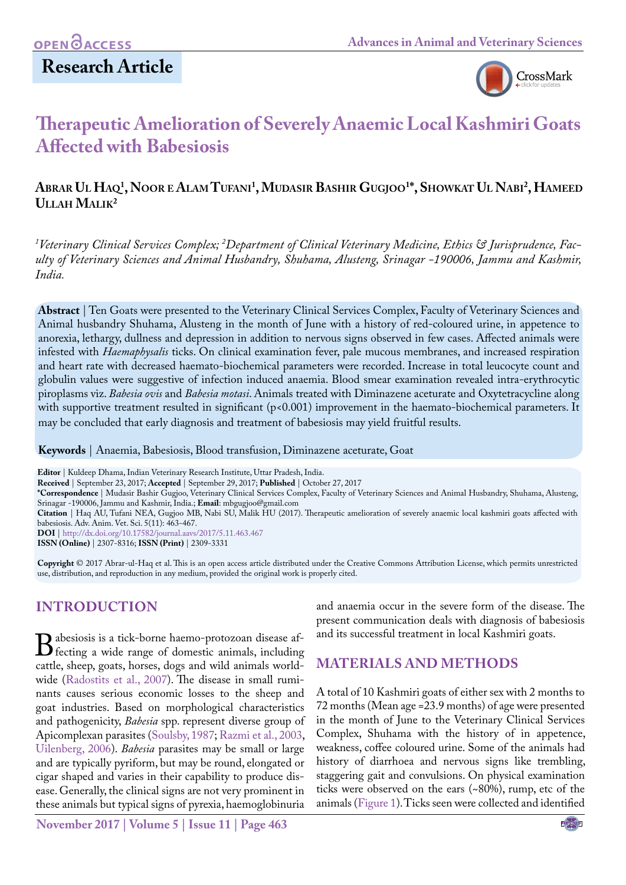Research Article

# Therapeutic Amelioration of Severely Anaemic Local Kashmiri Goats Affected with Babesiosis

**Abrar Ul Haq[1], Noor e Alam Tufani[1], Mudasir Bashir Gugjoo[1*], Showkat Ul Nabi[2], Hameed Ullah Malik[2]**

*[1]Veterinary Clinical Services Complex; [2]Department of Clinical Veterinary Medicine, Ethics & Jurisprudence, Faculty of Veterinary Sciences and Animal Husbandry, Shuhama, Alusteng, Srinagar -190006, Jammu and Kashmir, India.*

**Abstract** | Ten Goats were presented to the Veterinary Clinical Services Complex, Faculty of Veterinary Sciences and Animal husbandry Shuhama, Alusteng in the month of June with a history of red-coloured urine, in appetence to anorexia, lethargy, dullness and depression in addition to nervous signs observed in few cases. Affected animals were infested with *Haemaphysalis* ticks. On clinical examination fever, pale mucous membranes, and increased respiration and heart rate with decreased haemato-biochemical parameters were recorded. Increase in total leucocyte count and globulin values were suggestive of infection induced anaemia. Blood smear examination revealed intra-erythrocytic piroplasms viz. *Babesia ovis* and *Babesia motasi*. Animals treated with Diminazene aceturate and Oxytetracycline along with supportive treatment resulted in significant ($p<0.001$) improvement in the haemato-biochemical parameters. It may be concluded that early diagnosis and treatment of babesiosis may yield fruitful results.

**Keywords** | Anaemia, Babesiosis, Blood transfusion, Diminazene aceturate, Goat

**Editor** | Kuldeep Dhama, Indian Veterinary Research Institute, Uttar Pradesh, India.
**Received** | September 23, 2017; **Accepted** | September 29, 2017; **Published** | October 27, 2017
**\*Correspondence** | Mudasir Bashir Gugjoo, Veterinary Clinical Services Complex, Faculty of Veterinary Sciences and Animal Husbandry, Shuhama, Alusteng, Srinagar -190006, Jammu and Kashmir, India.; **Email**: mbgugjoo@gmail.com
**Citation** | Haq AU, Tufani NEA, Gugjoo MB, Nabi SU, Malik HU (2017). Therapeutic amelioration of severely anaemic local kashmiri goats affected with babesiosis. Adv. Anim. Vet. Sci. 5(11): 463-467.
**DOI** | http://dx.doi.org/10.17582/journal.aavs/2017/5.11.463.467
**ISSN (Online)** | 2307-8316; **ISSN (Print)** | 2309-3331

**Copyright** © 2017 Abrar-ul-Haq et al. This is an open access article distributed under the Creative Commons Attribution License, which permits unrestricted use, distribution, and reproduction in any medium, provided the original work is properly cited.

## INTRODUCTION

Babesiosis is a tick-borne haemo-protozoan disease affecting a wide range of domestic animals, including cattle, sheep, goats, horses, dogs and wild animals worldwide (Radostits et al., 2007). The disease in small ruminants causes serious economic losses to the sheep and goat industries. Based on morphological characteristics and pathogenicity, *Babesia* spp. represent diverse group of Apicomplexan parasites (Soulsby, 1987; Razmi et al., 2003, Uilenberg, 2006). *Babesia* parasites may be small or large and are typically pyriform, but may be round, elongated or cigar shaped and varies in their capability to produce disease. Generally, the clinical signs are not very prominent in these animals but typical signs of pyrexia, haemoglobinuria and anaemia occur in the severe form of the disease. The present communication deals with diagnosis of babesiosis and its successful treatment in local Kashmiri goats.

## MATERIALS AND METHODS

A total of 10 Kashmiri goats of either sex with 2 months to 72 months (Mean age =23.9 months) of age were presented in the month of June to the Veterinary Clinical Services Complex, Shuhama with the history of in appetence, weakness, coffee coloured urine. Some of the animals had history of diarrhoea and nervous signs like trembling, staggering gait and convulsions. On physical examination ticks were observed on the ears (~80%), rump, etc of the animals (Figure 1). Ticks seen were collected and identified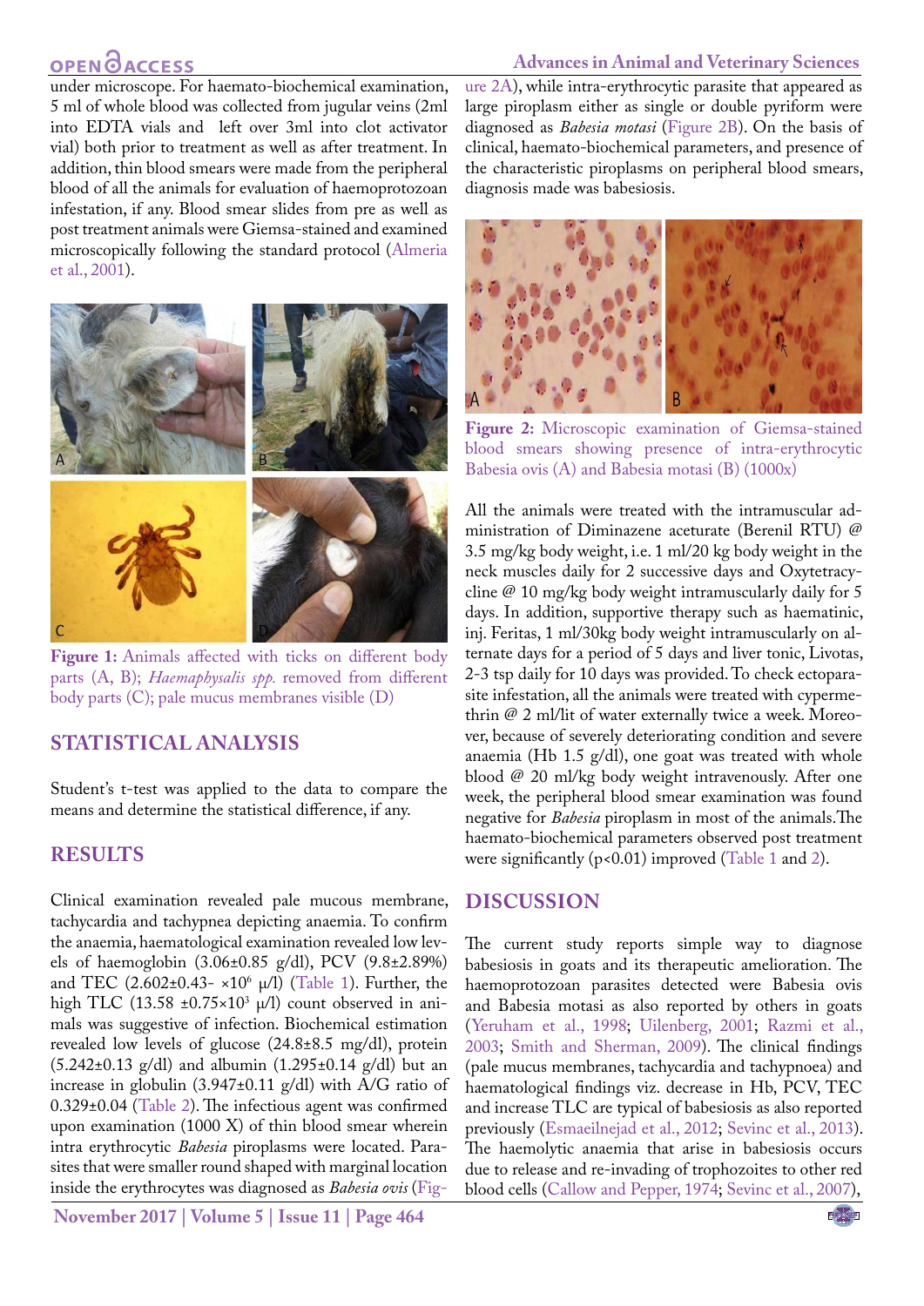under microscope. For haemato-biochemical examination, 5 ml of whole blood was collected from jugular veins (2ml into EDTA vials and left over 3ml into clot activator vial) both prior to treatment as well as after treatment. In addition, thin blood smears were made from the peripheral blood of all the animals for evaluation of haemoprotozoan infestation, if any. Blood smear slides from pre as well as post treatment animals were Giemsa-stained and examined microscopically following the standard protocol (Almeria et al., 2001).

**Figure 1:** Animals affected with ticks on different body parts (A, B); *Haemaphysalis spp.* removed from different body parts (C); pale mucus membranes visible (D)

## STATISTICAL ANALYSIS

Student's t-test was applied to the data to compare the means and determine the statistical difference, if any.

## RESULTS

Clinical examination revealed pale mucous membrane, tachycardia and tachypnea depicting anaemia. To confirm the anaemia, haematological examination revealed low levels of haemoglobin (3.06±0.85 g/dl), PCV (9.8±2.89%) and TEC (2.602±0.43- $\times10^6$ μ/l) (Table 1). Further, the high TLC (13.58 ±0.75$\times10^3$ μ/l) count observed in animals was suggestive of infection. Biochemical estimation revealed low levels of glucose (24.8±8.5 mg/dl), protein (5.242±0.13 g/dl) and albumin (1.295±0.14 g/dl) but an increase in globulin (3.947±0.11 g/dl) with A/G ratio of 0.329±0.04 (Table 2). The infectious agent was confirmed upon examination (1000 X) of thin blood smear wherein intra erythrocytic *Babesia* piroplasms were located. Parasites that were smaller round shaped with marginal location inside the erythrocytes was diagnosed as *Babesia ovis* (Figure 2A), while intra-erythrocytic parasite that appeared as large piroplasm either as single or double pyriform were diagnosed as *Babesia motasi* (Figure 2B). On the basis of clinical, haemato-biochemical parameters, and presence of the characteristic piroplasms on peripheral blood smears, diagnosis made was babesiosis.

**Figure 2:** Microscopic examination of Giemsa-stained blood smears showing presence of intra-erythrocytic Babesia ovis (A) and Babesia motasi (B) (1000x)

All the animals were treated with the intramuscular administration of Diminazene aceturate (Berenil RTU) @ 3.5 mg/kg body weight, i.e. 1 ml/20 kg body weight in the neck muscles daily for 2 successive days and Oxytetracycline @ 10 mg/kg body weight intramuscularly daily for 5 days. In addition, supportive therapy such as haematinic, inj. Feritas, 1 ml/30kg body weight intramuscularly on alternate days for a period of 5 days and liver tonic, Livotas, 2-3 tsp daily for 10 days was provided. To check ectoparasite infestation, all the animals were treated with cypermethrin @ 2 ml/lit of water externally twice a week. Moreover, because of severely deteriorating condition and severe anaemia (Hb 1.5 g/dl), one goat was treated with whole blood @ 20 ml/kg body weight intravenously. After one week, the peripheral blood smear examination was found negative for *Babesia* piroplasm in most of the animals. The haemato-biochemical parameters observed post treatment were significantly ($p<0.01$) improved (Table 1 and 2).

## DISCUSSION

The current study reports simple way to diagnose babesiosis in goats and its therapeutic amelioration. The haemoprotozoan parasites detected were Babesia ovis and Babesia motasi as also reported by others in goats (Yeruham et al., 1998; Uilenberg, 2001; Razmi et al., 2003; Smith and Sherman, 2009). The clinical findings (pale mucus membranes, tachycardia and tachypnoea) and haematological findings viz. decrease in Hb, PCV, TEC and increase TLC are typical of babesiosis as also reported previously (Esmaeilnejad et al., 2012; Sevinc et al., 2013). The haemolytic anaemia that arise in babesiosis occurs due to release and re-invading of trophozoites to other red blood cells (Callow and Pepper, 1974; Sevinc et al., 2007),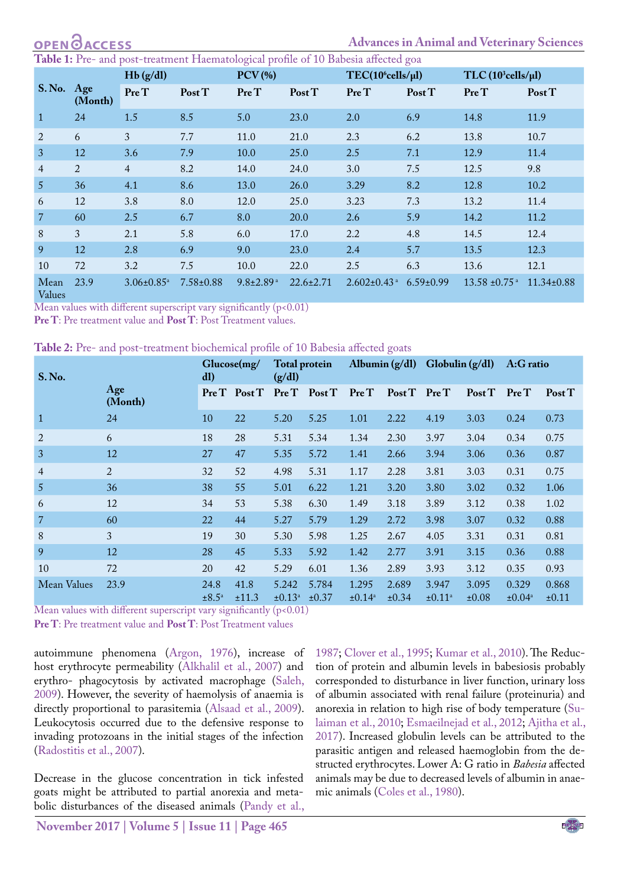**Table 1:** Pre- and post-treatment Haematological profile of 10 Babesia affected goa

| S. No. | Age (Month) | Hb (g/dl) | | PCV (%) | | TEC($10^6$cells/μl) | | TLC ($10^3$cells/μl) | |
|---|---|---|---|---|---|---|---|---|---|
| | | **Pre T** | **Post T** | **Pre T** | **Post T** | **Pre T** | **Post T** | **Pre T** | **Post T** |
| 1 | 24 | 1.5 | 8.5 | 5.0 | 23.0 | 2.0 | 6.9 | 14.8 | 11.9 |
| 2 | 6 | 3 | 7.7 | 11.0 | 21.0 | 2.3 | 6.2 | 13.8 | 10.7 |
| 3 | 12 | 3.6 | 7.9 | 10.0 | 25.0 | 2.5 | 7.1 | 12.9 | 11.4 |
| 4 | 2 | 4 | 8.2 | 14.0 | 24.0 | 3.0 | 7.5 | 12.5 | 9.8 |
| 5 | 36 | 4.1 | 8.6 | 13.0 | 26.0 | 3.29 | 8.2 | 12.8 | 10.2 |
| 6 | 12 | 3.8 | 8.0 | 12.0 | 25.0 | 3.23 | 7.3 | 13.2 | 11.4 |
| 7 | 60 | 2.5 | 6.7 | 8.0 | 20.0 | 2.6 | 5.9 | 14.2 | 11.2 |
| 8 | 3 | 2.1 | 5.8 | 6.0 | 17.0 | 2.2 | 4.8 | 14.5 | 12.4 |
| 9 | 12 | 2.8 | 6.9 | 9.0 | 23.0 | 2.4 | 5.7 | 13.5 | 12.3 |
| 10 | 72 | 3.2 | 7.5 | 10.0 | 22.0 | 2.5 | 6.3 | 13.6 | 12.1 |
| Mean Values | 23.9 | 3.06±0.85[a] | 7.58±0.88 | 9.8±2.89[a] | 22.6±2.71 | 2.602±0.43[a] | 6.59±0.99 | 13.58 ±0.75[a] | 11.34±0.88 |

Mean values with different superscript vary significantly ($p<0.01$)

**Pre T**: Pre treatment value and **Post T**: Post Treatment values.

**Table 2:** Pre- and post-treatment biochemical profile of 10 Babesia affected goats

| S. No. | Age (Month) | Glucose(mg/dl) | | Total protein (g/dl) | | Albumin (g/dl) | | Globulin (g/dl) | | A:G ratio | |
|---|---|---|---|---|---|---|---|---|---|---|---|
| | | **Pre T** | **Post T** | **Pre T** | **Post T** | **Pre T** | **Post T** | **Pre T** | **Post T** | **Pre T** | **Post T** |
| 1 | 24 | 10 | 22 | 5.20 | 5.25 | 1.01 | 2.22 | 4.19 | 3.03 | 0.24 | 0.73 |
| 2 | 6 | 18 | 28 | 5.31 | 5.34 | 1.34 | 2.30 | 3.97 | 3.04 | 0.34 | 0.75 |
| 3 | 12 | 27 | 47 | 5.35 | 5.72 | 1.41 | 2.66 | 3.94 | 3.06 | 0.36 | 0.87 |
| 4 | 2 | 32 | 52 | 4.98 | 5.31 | 1.17 | 2.28 | 3.81 | 3.03 | 0.31 | 0.75 |
| 5 | 36 | 38 | 55 | 5.01 | 6.22 | 1.21 | 3.20 | 3.80 | 3.02 | 0.32 | 1.06 |
| 6 | 12 | 34 | 53 | 5.38 | 6.30 | 1.49 | 3.18 | 3.89 | 3.12 | 0.38 | 1.02 |
| 7 | 60 | 22 | 44 | 5.27 | 5.79 | 1.29 | 2.72 | 3.98 | 3.07 | 0.32 | 0.88 |
| 8 | 3 | 19 | 30 | 5.30 | 5.98 | 1.25 | 2.67 | 4.05 | 3.31 | 0.31 | 0.81 |
| 9 | 12 | 28 | 45 | 5.33 | 5.92 | 1.42 | 2.77 | 3.91 | 3.15 | 0.36 | 0.88 |
| 10 | 72 | 20 | 42 | 5.29 | 6.01 | 1.36 | 2.89 | 3.93 | 3.12 | 0.35 | 0.93 |
| Mean Values | 23.9 | 24.8 ±8.5[a] | 41.8 ±11.3 | 5.242 ±0.13[a] | 5.784 ±0.37 | 1.295 ±0.14[a] | 2.689 ±0.34 | 3.947 ±0.11[a] | 3.095 ±0.08 | 0.329 ±0.04[a] | 0.868 ±0.11 |

Mean values with different superscript vary significantly ($p<0.01$)

**Pre T**: Pre treatment value and **Post T**: Post Treatment values

autoimmune phenomena (Argon, 1976), increase of host erythrocyte permeability (Alkhalil et al., 2007) and erythro- phagocytosis by activated macrophage (Saleh, 2009). However, the severity of haemolysis of anaemia is directly proportional to parasitemia (Alsaad et al., 2009). Leukocytosis occurred due to the defensive response to invading protozoans in the initial stages of the infection (Radostitis et al., 2007).

Decrease in the glucose concentration in tick infested goats might be attributed to partial anorexia and metabolic disturbances of the diseased animals (Pandy et al., 1987; Clover et al., 1995; Kumar et al., 2010). The Reduction of protein and albumin levels in babesiosis probably corresponded to disturbance in liver function, urinary loss of albumin associated with renal failure (proteinuria) and anorexia in relation to high rise of body temperature (Sulaiman et al., 2010; Esmaeilnejad et al., 2012; Ajitha et al., 2017). Increased globulin levels can be attributed to the parasitic antigen and released haemoglobin from the destructed erythrocytes. Lower A: G ratio in *Babesia* affected animals may be due to decreased levels of albumin in anaemic animals (Coles et al., 1980).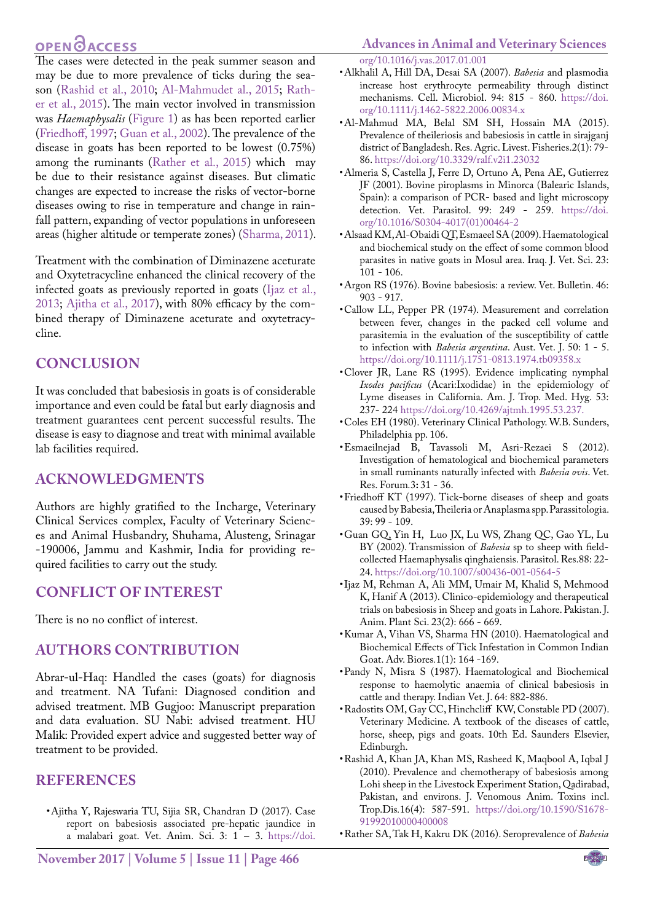The cases were detected in the peak summer season and may be due to more prevalence of ticks during the season (Rashid et al., 2010; Al-Mahmudet al., 2015; Rather et al., 2015). The main vector involved in transmission was *Haemaphysalis* (Figure 1) as has been reported earlier (Friedhoff, 1997; Guan et al., 2002). The prevalence of the disease in goats has been reported to be lowest (0.75%) among the ruminants (Rather et al., 2015) which may be due to their resistance against diseases. But climatic changes are expected to increase the risks of vector-borne diseases owing to rise in temperature and change in rainfall pattern, expanding of vector populations in unforeseen areas (higher altitude or temperate zones) (Sharma, 2011).

Treatment with the combination of Diminazene aceturate and Oxytetracycline enhanced the clinical recovery of the infected goats as previously reported in goats (Ijaz et al., 2013; Ajitha et al., 2017), with 80% efficacy by the combined therapy of Diminazene aceturate and oxytetracycline.

## CONCLUSION

It was concluded that babesiosis in goats is of considerable importance and even could be fatal but early diagnosis and treatment guarantees cent percent successful results. The disease is easy to diagnose and treat with minimal available lab facilities required.

## ACKNOWLEDGMENTS

Authors are highly gratified to the Incharge, Veterinary Clinical Services complex, Faculty of Veterinary Sciences and Animal Husbandry, Shuhama, Alusteng, Srinagar -190006, Jammu and Kashmir, India for providing required facilities to carry out the study.

## CONFLICT OF INTEREST

There is no no conflict of interest.

## AUTHORS CONTRIBUTION

Abrar-ul-Haq: Handled the cases (goats) for diagnosis and treatment. NA Tufani: Diagnosed condition and advised treatment. MB Gugjoo: Manuscript preparation and data evaluation. SU Nabi: advised treatment. HU Malik: Provided expert advice and suggested better way of treatment to be provided.

## REFERENCES

- Ajitha Y, Rajeswaria TU, Sijia SR, Chandran D (2017). Case report on babesiosis associated pre-hepatic jaundice in a malabari goat. Vet. Anim. Sci. 3: 1 – 3. https://doi.org/10.1016/j.vas.2017.01.001
- Alkhalil A, Hill DA, Desai SA (2007). *Babesia* and plasmodia increase host erythrocyte permeability through distinct mechanisms. Cell. Microbiol. 94: 815 - 860. https://doi.org/10.1111/j.1462-5822.2006.00834.x
- Al-Mahmud MA, Belal SM SH, Hossain MA (2015). Prevalence of theileriosis and babesiosis in cattle in sirajganj district of Bangladesh. Res. Agric. Livest. Fisheries.2(1): 79-86. https://doi.org/10.3329/ralf.v2i1.23032
- Almeria S, Castella J, Ferre D, Ortuno A, Pena AE, Gutierrez JF (2001). Bovine piroplasms in Minorca (Balearic Islands, Spain): a comparison of PCR- based and light microscopy detection. Vet. Parasitol. 99: 249 - 259. https://doi.org/10.1016/S0304-4017(01)00464-2
- Alsaad KM, Al-Obaidi QT, Esmaeel SA (2009). Haematological and biochemical study on the effect of some common blood parasites in native goats in Mosul area. Iraq. J. Vet. Sci. 23: 101 - 106.
- Argon RS (1976). Bovine babesiosis: a review. Vet. Bulletin. 46: 903 - 917.
- Callow LL, Pepper PR (1974). Measurement and correlation between fever, changes in the packed cell volume and parasitemia in the evaluation of the susceptibility of cattle to infection with *Babesia argentina*. Aust. Vet. J. 50: 1 - 5. https://doi.org/10.1111/j.1751-0813.1974.tb09358.x
- Clover JR, Lane RS (1995). Evidence implicating nymphal *Ixodes pacificus* (Acari:Ixodidae) in the epidemiology of Lyme diseases in California. Am. J. Trop. Med. Hyg. 53: 237- 224 https://doi.org/10.4269/ajtmh.1995.53.237.
- Coles EH (1980). Veterinary Clinical Pathology. W.B. Sunders, Philadelphia pp. 106.
- Esmaeilnejad B, Tavassoli M, Asri-Rezaei S (2012). Investigation of hematological and biochemical parameters in small ruminants naturally infected with *Babesia ovis*. Vet. Res. Forum.3: 31 - 36.
- Friedhoff KT (1997). Tick-borne diseases of sheep and goats caused by Babesia, Theileria or Anaplasma spp. Parassitologia. 39: 99 - 109.
- Guan GQ, Yin H, Luo JX, Lu WS, Zhang QC, Gao YL, Lu BY (2002). Transmission of *Babesia* sp to sheep with field-collected Haemaphysalis qinghaiensis. Parasitol. Res.88: 22-24. https://doi.org/10.1007/s00436-001-0564-5
- Ijaz M, Rehman A, Ali MM, Umair M, Khalid S, Mehmood K, Hanif A (2013). Clinico-epidemiology and therapeutical trials on babesiosis in Sheep and goats in Lahore. Pakistan. J. Anim. Plant Sci. 23(2): 666 - 669.
- Kumar A, Vihan VS, Sharma HN (2010). Haematological and Biochemical Effects of Tick Infestation in Common Indian Goat. Adv. Biores.1(1): 164 -169.
- Pandy N, Misra S (1987). Haematological and Biochemical response to haemolytic anaemia of clinical babesiosis in cattle and therapy. Indian Vet. J. 64: 882-886.
- Radostits OM, Gay CC, Hinchcliff KW, Constable PD (2007). Veterinary Medicine. A textbook of the diseases of cattle, horse, sheep, pigs and goats. 10th Ed. Saunders Elsevier, Edinburgh.
- Rashid A, Khan JA, Khan MS, Rasheed K, Maqbool A, Iqbal J (2010). Prevalence and chemotherapy of babesiosis among Lohi sheep in the Livestock Experiment Station, Qadirabad, Pakistan, and environs. J. Venomous Anim. Toxins incl. Trop.Dis.16(4): 587-591. https://doi.org/10.1590/S1678-91992010000400008
- Rather SA, Tak H, Kakru DK (2016). Seroprevalence of *Babesia*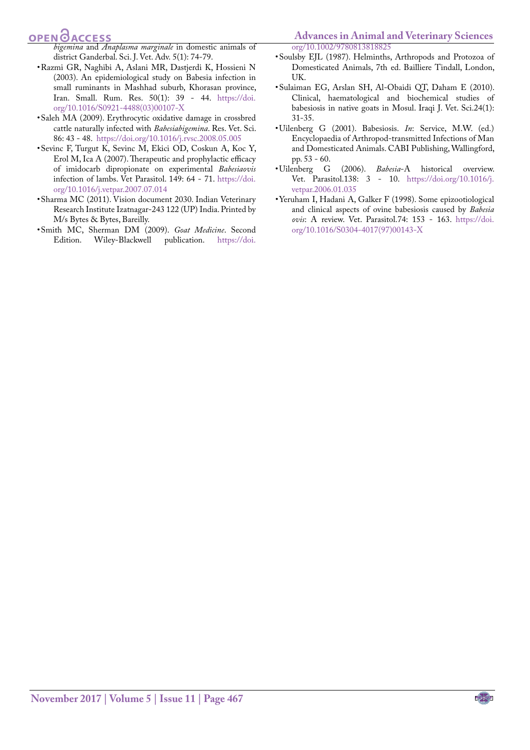*bigemina* and *Anaplasma marginale* in domestic animals of district Ganderbal. Sci. J. Vet. Adv. 5(1): 74-79.

- Razmi GR, Naghibi A, Aslani MR, Dastjerdi K, Hossieni N (2003). An epidemiological study on Babesia infection in small ruminants in Mashhad suburb, Khorasan province, Iran. Small. Rum. Res. 50(1): 39 - 44. https://doi.org/10.1016/S0921-4488(03)00107-X
- Saleh MA (2009). Erythrocytic oxidative damage in crossbred cattle naturally infected with *Babesiabigemina*. Res. Vet. Sci. 86: 43 - 48. https://doi.org/10.1016/j.rvsc.2008.05.005
- Sevinc F, Turgut K, Sevinc M, Ekici OD, Coskun A, Koc Y, Erol M, Ica A (2007). Therapeutic and prophylactic efficacy of imidocarb dipropionate on experimental *Babesiaovis* infection of lambs. Vet Parasitol. 149: 64 - 71. https://doi.org/10.1016/j.vetpar.2007.07.014
- Sharma MC (2011). Vision document 2030. Indian Veterinary Research Institute Izatnagar-243 122 (UP) India. Printed by M/s Bytes & Bytes, Bareilly.
- Smith MC, Sherman DM (2009). *Goat Medicine*. Second Edition. Wiley-Blackwell publication. https://doi.org/10.1002/9780813818825
- Soulsby EJL (1987). Helminths, Arthropods and Protozoa of Domesticated Animals, 7th ed. Bailliere Tindall, London, UK.
- Sulaiman EG, Arslan SH, Al-Obaidi QT, Daham E (2010). Clinical, haematological and biochemical studies of babesiosis in native goats in Mosul. Iraqi J. Vet. Sci.24(1): 31-35.
- Uilenberg G (2001). Babesiosis. *In*: Service, M.W. (ed.) Encyclopaedia of Arthropod-transmitted Infections of Man and Domesticated Animals. CABI Publishing, Wallingford, pp. 53 - 60.
- Uilenberg G (2006). *Babesia*-A historical overview. Vet. Parasitol.138: 3 - 10. https://doi.org/10.1016/j.vetpar.2006.01.035
- Yeruham I, Hadani A, Galker F (1998). Some epizootiological and clinical aspects of ovine babesiosis caused by *Babesia ovis*: A review. Vet. Parasitol.74: 153 - 163. https://doi.org/10.1016/S0304-4017(97)00143-X